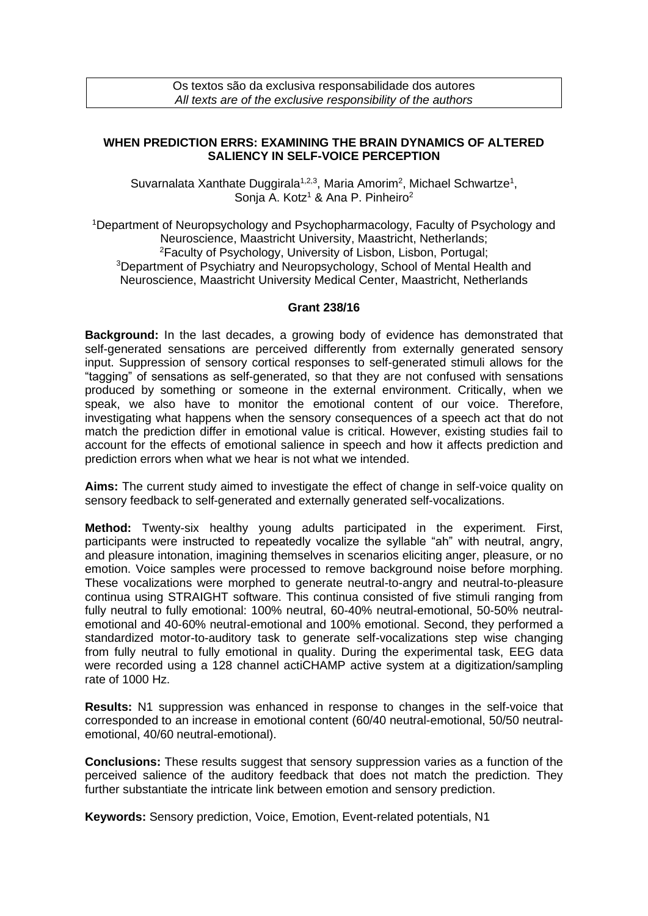Os textos são da exclusiva responsabilidade dos autores
*All texts are of the exclusive responsibility of the authors*

## WHEN PREDICTION ERRS: EXAMINING THE BRAIN DYNAMICS OF ALTERED SALIENCY IN SELF-VOICE PERCEPTION

Suvarnalata Xanthate Duggirala[1,2,3], Maria Amorim[2], Michael Schwartze[1], Sonja A. Kotz[1] & Ana P. Pinheiro[2]

[1]Department of Neuropsychology and Psychopharmacology, Faculty of Psychology and Neuroscience, Maastricht University, Maastricht, Netherlands;
[2]Faculty of Psychology, University of Lisbon, Lisbon, Portugal;
[3]Department of Psychiatry and Neuropsychology, School of Mental Health and Neuroscience, Maastricht University Medical Center, Maastricht, Netherlands

**Grant 238/16**

**Background:** In the last decades, a growing body of evidence has demonstrated that self-generated sensations are perceived differently from externally generated sensory input. Suppression of sensory cortical responses to self-generated stimuli allows for the "tagging" of sensations as self-generated, so that they are not confused with sensations produced by something or someone in the external environment. Critically, when we speak, we also have to monitor the emotional content of our voice. Therefore, investigating what happens when the sensory consequences of a speech act that do not match the prediction differ in emotional value is critical. However, existing studies fail to account for the effects of emotional salience in speech and how it affects prediction and prediction errors when what we hear is not what we intended.

**Aims:** The current study aimed to investigate the effect of change in self-voice quality on sensory feedback to self-generated and externally generated self-vocalizations.

**Method:** Twenty-six healthy young adults participated in the experiment. First, participants were instructed to repeatedly vocalize the syllable "ah" with neutral, angry, and pleasure intonation, imagining themselves in scenarios eliciting anger, pleasure, or no emotion. Voice samples were processed to remove background noise before morphing. These vocalizations were morphed to generate neutral-to-angry and neutral-to-pleasure continua using STRAIGHT software. This continua consisted of five stimuli ranging from fully neutral to fully emotional: 100% neutral, 60-40% neutral-emotional, 50-50% neutral-emotional and 40-60% neutral-emotional and 100% emotional. Second, they performed a standardized motor-to-auditory task to generate self-vocalizations step wise changing from fully neutral to fully emotional in quality. During the experimental task, EEG data were recorded using a 128 channel actiCHAMP active system at a digitization/sampling rate of 1000 Hz.

**Results:** N1 suppression was enhanced in response to changes in the self-voice that corresponded to an increase in emotional content (60/40 neutral-emotional, 50/50 neutral-emotional, 40/60 neutral-emotional).

**Conclusions:** These results suggest that sensory suppression varies as a function of the perceived salience of the auditory feedback that does not match the prediction. They further substantiate the intricate link between emotion and sensory prediction.

**Keywords:** Sensory prediction, Voice, Emotion, Event-related potentials, N1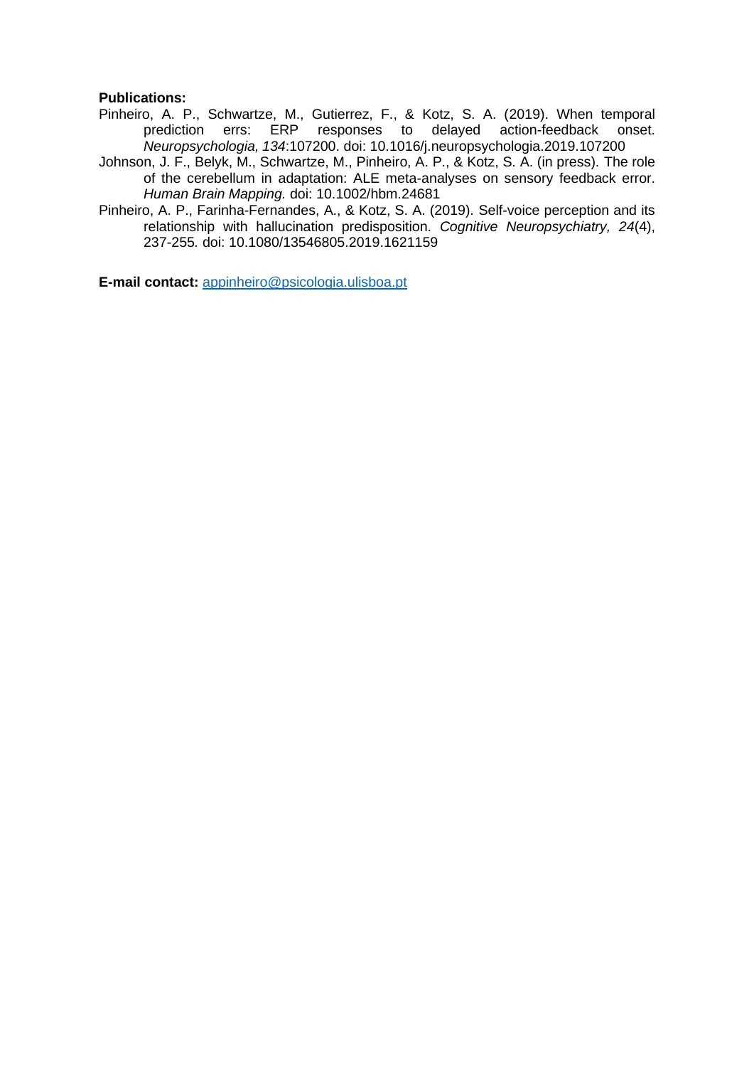**Publications:**

Pinheiro, A. P., Schwartze, M., Gutierrez, F., & Kotz, S. A. (2019). When temporal prediction errs: ERP responses to delayed action-feedback onset. *Neuropsychologia, 134*:107200. doi: 10.1016/j.neuropsychologia.2019.107200

Johnson, J. F., Belyk, M., Schwartze, M., Pinheiro, A. P., & Kotz, S. A. (in press). The role of the cerebellum in adaptation: ALE meta-analyses on sensory feedback error. *Human Brain Mapping.* doi: 10.1002/hbm.24681

Pinheiro, A. P., Farinha-Fernandes, A., & Kotz, S. A. (2019). Self-voice perception and its relationship with hallucination predisposition. *Cognitive Neuropsychiatry, 24*(4), 237-255. doi: 10.1080/13546805.2019.1621159

**E-mail contact:** appinheiro@psicologia.ulisboa.pt